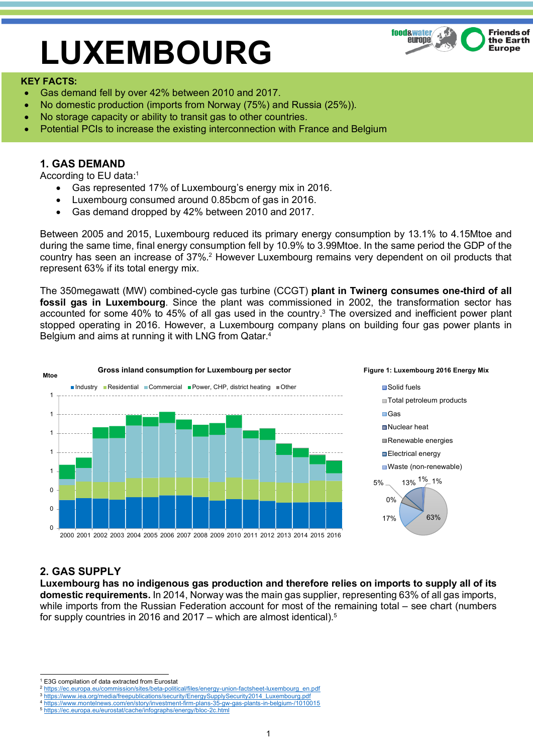# LUXEMBOURG

**KEY FACTS:**

- Gas demand fell by over 42% between 2010 and 2017.
- No domestic production (imports from Norway (75%) and Russia (25%)).
- No storage capacity or ability to transit gas to other countries.
- Potential PCIs to increase the existing interconnection with France and Belgium

## 1. GAS DEMAND

According to EU data:[1]

- Gas represented 17% of Luxembourg's energy mix in 2016.
- Luxembourg consumed around 0.85bcm of gas in 2016.
- Gas demand dropped by 42% between 2010 and 2017.

Between 2005 and 2015, Luxembourg reduced its primary energy consumption by 13.1% to 4.15Mtoe and during the same time, final energy consumption fell by 10.9% to 3.99Mtoe. In the same period the GDP of the country has seen an increase of 37%.[2] However Luxembourg remains very dependent on oil products that represent 63% if its total energy mix.

The 350megawatt (MW) combined-cycle gas turbine (CCGT) **plant in Twinerg consumes one-third of all fossil gas in Luxembourg**. Since the plant was commissioned in 2002, the transformation sector has accounted for some 40% to 45% of all gas used in the country.[3] The oversized and inefficient power plant stopped operating in 2016. However, a Luxembourg company plans on building four gas power plants in Belgium and aims at running it with LNG from Qatar.[4]

Gross inland consumption for Luxembourg per sector

Figure 1: Luxembourg 2016 Energy Mix

## 2. GAS SUPPLY

**Luxembourg has no indigenous gas production and therefore relies on imports to supply all of its domestic requirements.** In 2014, Norway was the main gas supplier, representing 63% of all gas imports, while imports from the Russian Federation account for most of the remaining total – see chart (numbers for supply countries in 2016 and 2017 – which are almost identical).[5]

---

[1] E3G compilation of data extracted from Eurostat
[2] https://ec.europa.eu/commission/sites/beta-political/files/energy-union-factsheet-luxembourg_en.pdf
[3] https://www.iea.org/media/freepublications/security/EnergySupplySecurity2014_Luxembourg.pdf
[4] https://www.montelnews.com/en/story/investment-firm-plans-35-gw-gas-plants-in-belgium-/1010015
[5] https://ec.europa.eu/eurostat/cache/infographs/energy/bloc-2c.html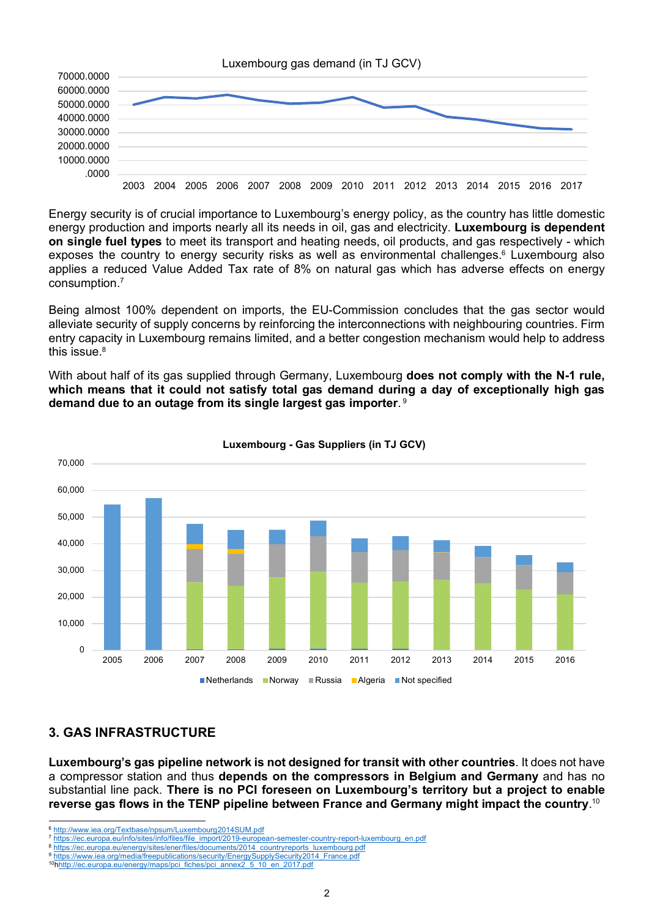Luxembourg gas demand (in TJ GCV)

Energy security is of crucial importance to Luxembourg's energy policy, as the country has little domestic energy production and imports nearly all its needs in oil, gas and electricity. **Luxembourg is dependent on single fuel types** to meet its transport and heating needs, oil products, and gas respectively - which exposes the country to energy security risks as well as environmental challenges.[6] Luxembourg also applies a reduced Value Added Tax rate of 8% on natural gas which has adverse effects on energy consumption.[7]

Being almost 100% dependent on imports, the EU-Commission concludes that the gas sector would alleviate security of supply concerns by reinforcing the interconnections with neighbouring countries. Firm entry capacity in Luxembourg remains limited, and a better congestion mechanism would help to address this issue.[8]

With about half of its gas supplied through Germany, Luxembourg **does not comply with the N-1 rule, which means that it could not satisfy total gas demand during a day of exceptionally high gas demand due to an outage from its single largest gas importer**.[9]

**Luxembourg - Gas Suppliers (in TJ GCV)**

## 3. GAS INFRASTRUCTURE

**Luxembourg's gas pipeline network is not designed for transit with other countries**. It does not have a compressor station and thus **depends on the compressors in Belgium and Germany** and has no substantial line pack. **There is no PCI foreseen on Luxembourg's territory but a project to enable reverse gas flows in the TENP pipeline between France and Germany might impact the country**.[10]

---

[6] http://www.iea.org/Textbase/npsum/Luxembourg2014SUM.pdf
[7] https://ec.europa.eu/info/sites/info/files/file_import/2019-european-semester-country-report-luxembourg_en.pdf
[8] https://ec.europa.eu/energy/sites/ener/files/documents/2014_countryreports_luxembourg.pdf
[9] https://www.iea.org/media/freepublications/security/EnergySupplySecurity2014_France.pdf
[10] hhttp://ec.europa.eu/energy/maps/pci_fiches/pci_annex2_5_10_en_2017.pdf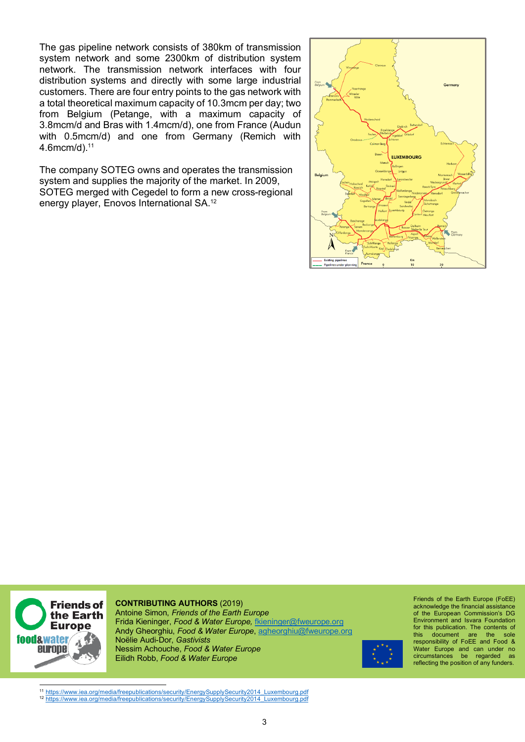The gas pipeline network consists of 380km of transmission system network and some 2300km of distribution system network. The transmission network interfaces with four distribution systems and directly with some large industrial customers. There are four entry points to the gas network with a total theoretical maximum capacity of 10.3mcm per day; two from Belgium (Petange, with a maximum capacity of 3.8mcm/d and Bras with 1.4mcm/d), one from France (Audun with 0.5mcm/d) and one from Germany (Remich with 4.6mcm/d).[11]

The company SOTEG owns and operates the transmission system and supplies the majority of the market. In 2009, SOTEG merged with Cegedel to form a new cross-regional energy player, Enovos International SA.[12]

**CONTRIBUTING AUTHORS** (2019)
Antoine Simon, *Friends of the Earth Europe*
Frida Kieninger, *Food & Water Europe*, fkieninger@fweurope.org
Andy Gheorghiu, *Food & Water Europe*, agheorghiu@fweurope.org
Noëlie Audi-Dor, *Gastivists*
Nessim Achouche, *Food & Water Europe*
Eilidh Robb, *Food & Water Europe*

Friends of the Earth Europe (FoEE) acknowledge the financial assistance of the European Commission's DG Environment and Isvara Foundation for this publication. The contents of this document are the sole responsibility of FoEE and Food & Water Europe and can under no circumstances be regarded as reflecting the position of any funders.

[11] https://www.iea.org/media/freepublications/security/EnergySupplySecurity2014_Luxembourg.pdf
[12] https://www.iea.org/media/freepublications/security/EnergySupplySecurity2014_Luxembourg.pdf